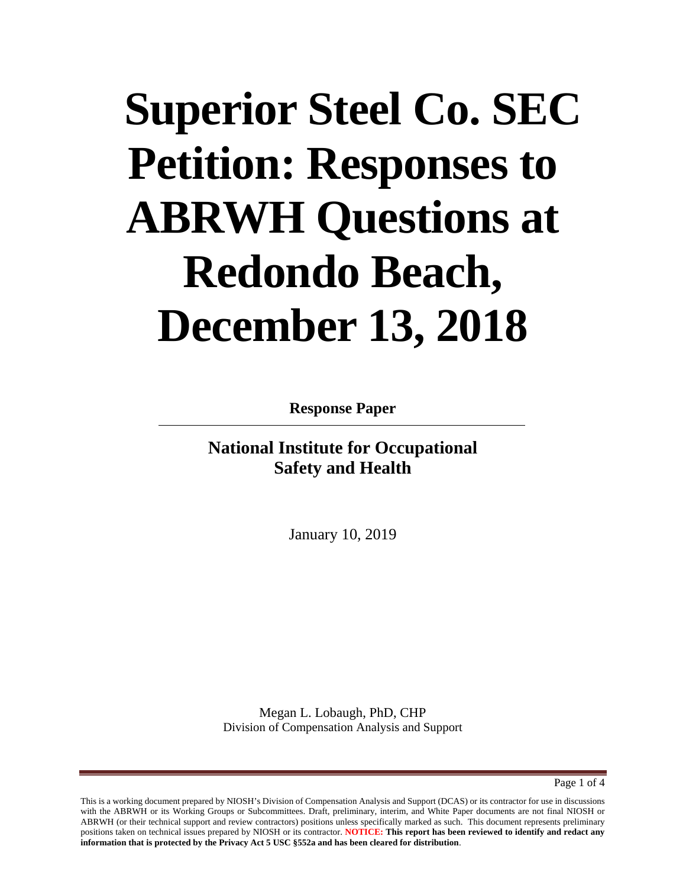# Superior Steel Co. SEC Petition: Responses to ABRWH Questions at Redondo Beach, December 13, 2018

**Response Paper**

---

**National Institute for Occupational Safety and Health**

January 10, 2019

Megan L. Lobaugh, PhD, CHP
Division of Compensation Analysis and Support

This is a working document prepared by NIOSH's Division of Compensation Analysis and Support (DCAS) or its contractor for use in discussions with the ABRWH or its Working Groups or Subcommittees. Draft, preliminary, interim, and White Paper documents are not final NIOSH or ABRWH (or their technical support and review contractors) positions unless specifically marked as such. This document represents preliminary positions taken on technical issues prepared by NIOSH or its contractor. **NOTICE: This report has been reviewed to identify and redact any information that is protected by the Privacy Act 5 USC §552a and has been cleared for distribution**.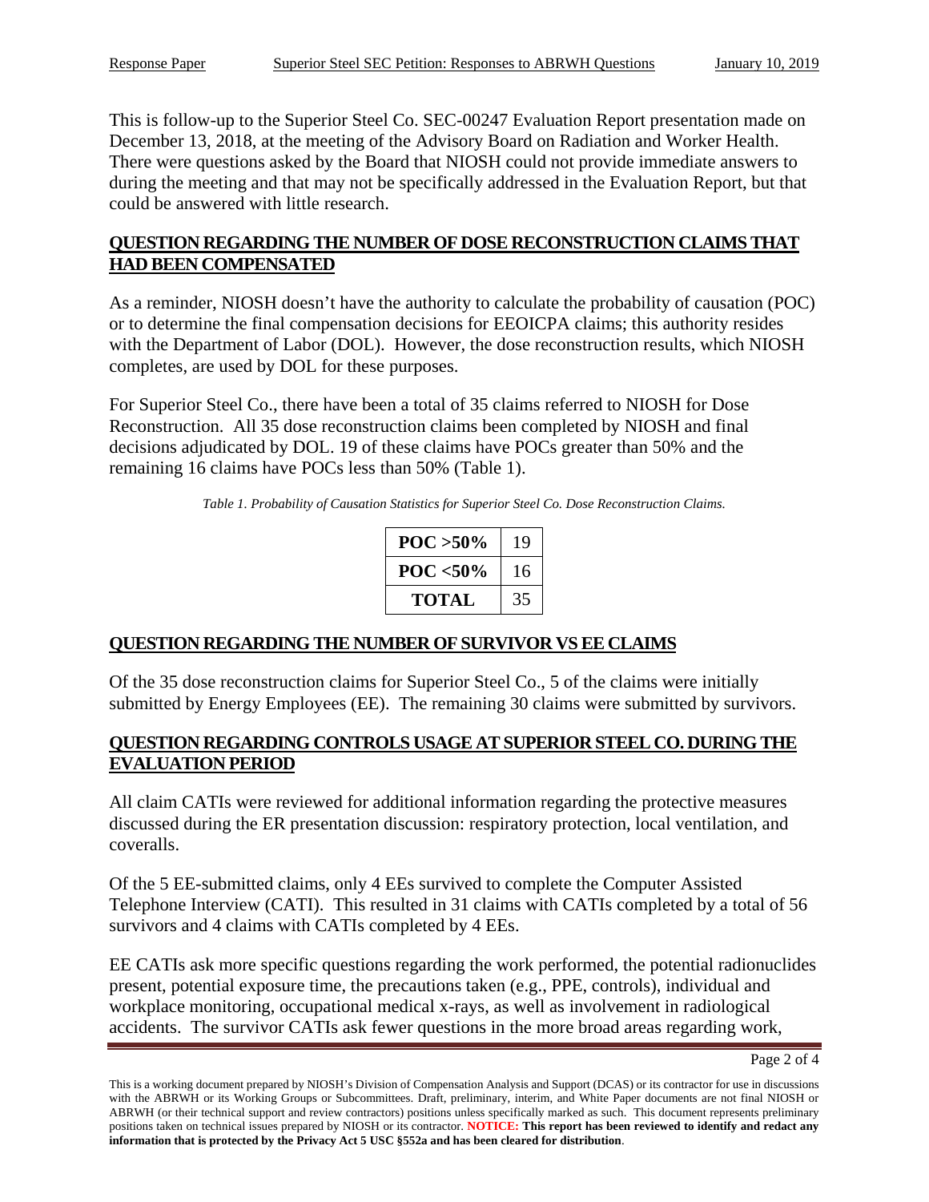This is follow-up to the Superior Steel Co. SEC-00247 Evaluation Report presentation made on December 13, 2018, at the meeting of the Advisory Board on Radiation and Worker Health. There were questions asked by the Board that NIOSH could not provide immediate answers to during the meeting and that may not be specifically addressed in the Evaluation Report, but that could be answered with little research.

## QUESTION REGARDING THE NUMBER OF DOSE RECONSTRUCTION CLAIMS THAT HAD BEEN COMPENSATED

As a reminder, NIOSH doesn't have the authority to calculate the probability of causation (POC) or to determine the final compensation decisions for EEOICPA claims; this authority resides with the Department of Labor (DOL). However, the dose reconstruction results, which NIOSH completes, are used by DOL for these purposes.

For Superior Steel Co., there have been a total of 35 claims referred to NIOSH for Dose Reconstruction. All 35 dose reconstruction claims been completed by NIOSH and final decisions adjudicated by DOL. 19 of these claims have POCs greater than 50% and the remaining 16 claims have POCs less than 50% (Table 1).

*Table 1. Probability of Causation Statistics for Superior Steel Co. Dose Reconstruction Claims.*

| **POC >50%** | 19 |
|---|---|
| **POC <50%** | 16 |
| **TOTAL** | 35 |

## QUESTION REGARDING THE NUMBER OF SURVIVOR VS EE CLAIMS

Of the 35 dose reconstruction claims for Superior Steel Co., 5 of the claims were initially submitted by Energy Employees (EE). The remaining 30 claims were submitted by survivors.

## QUESTION REGARDING CONTROLS USAGE AT SUPERIOR STEEL CO. DURING THE EVALUATION PERIOD

All claim CATIs were reviewed for additional information regarding the protective measures discussed during the ER presentation discussion: respiratory protection, local ventilation, and coveralls.

Of the 5 EE-submitted claims, only 4 EEs survived to complete the Computer Assisted Telephone Interview (CATI). This resulted in 31 claims with CATIs completed by a total of 56 survivors and 4 claims with CATIs completed by 4 EEs.

EE CATIs ask more specific questions regarding the work performed, the potential radionuclides present, potential exposure time, the precautions taken (e.g., PPE, controls), individual and workplace monitoring, occupational medical x-rays, as well as involvement in radiological accidents. The survivor CATIs ask fewer questions in the more broad areas regarding work,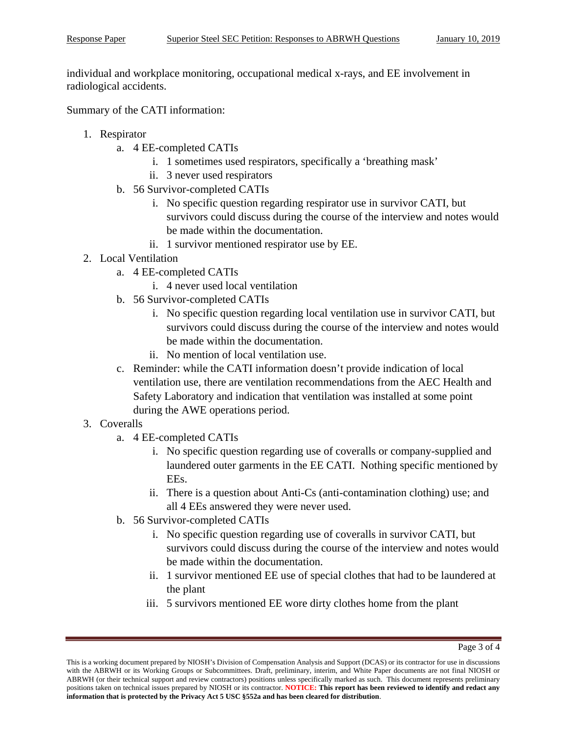individual and workplace monitoring, occupational medical x-rays, and EE involvement in radiological accidents.

Summary of the CATI information:

1. Respirator
   a. 4 EE-completed CATIs
      i. 1 sometimes used respirators, specifically a 'breathing mask'
      ii. 3 never used respirators
   b. 56 Survivor-completed CATIs
      i. No specific question regarding respirator use in survivor CATI, but survivors could discuss during the course of the interview and notes would be made within the documentation.
      ii. 1 survivor mentioned respirator use by EE.
2. Local Ventilation
   a. 4 EE-completed CATIs
      i. 4 never used local ventilation
   b. 56 Survivor-completed CATIs
      i. No specific question regarding local ventilation use in survivor CATI, but survivors could discuss during the course of the interview and notes would be made within the documentation.
      ii. No mention of local ventilation use.
   c. Reminder: while the CATI information doesn't provide indication of local ventilation use, there are ventilation recommendations from the AEC Health and Safety Laboratory and indication that ventilation was installed at some point during the AWE operations period.
3. Coveralls
   a. 4 EE-completed CATIs
      i. No specific question regarding use of coveralls or company-supplied and laundered outer garments in the EE CATI. Nothing specific mentioned by EEs.
      ii. There is a question about Anti-Cs (anti-contamination clothing) use; and all 4 EEs answered they were never used.
   b. 56 Survivor-completed CATIs
      i. No specific question regarding use of coveralls in survivor CATI, but survivors could discuss during the course of the interview and notes would be made within the documentation.
      ii. 1 survivor mentioned EE use of special clothes that had to be laundered at the plant
      iii. 5 survivors mentioned EE wore dirty clothes home from the plant

This is a working document prepared by NIOSH's Division of Compensation Analysis and Support (DCAS) or its contractor for use in discussions with the ABRWH or its Working Groups or Subcommittees. Draft, preliminary, interim, and White Paper documents are not final NIOSH or ABRWH (or their technical support and review contractors) positions unless specifically marked as such. This document represents preliminary positions taken on technical issues prepared by NIOSH or its contractor. **NOTICE: This report has been reviewed to identify and redact any information that is protected by the Privacy Act 5 USC §552a and has been cleared for distribution**.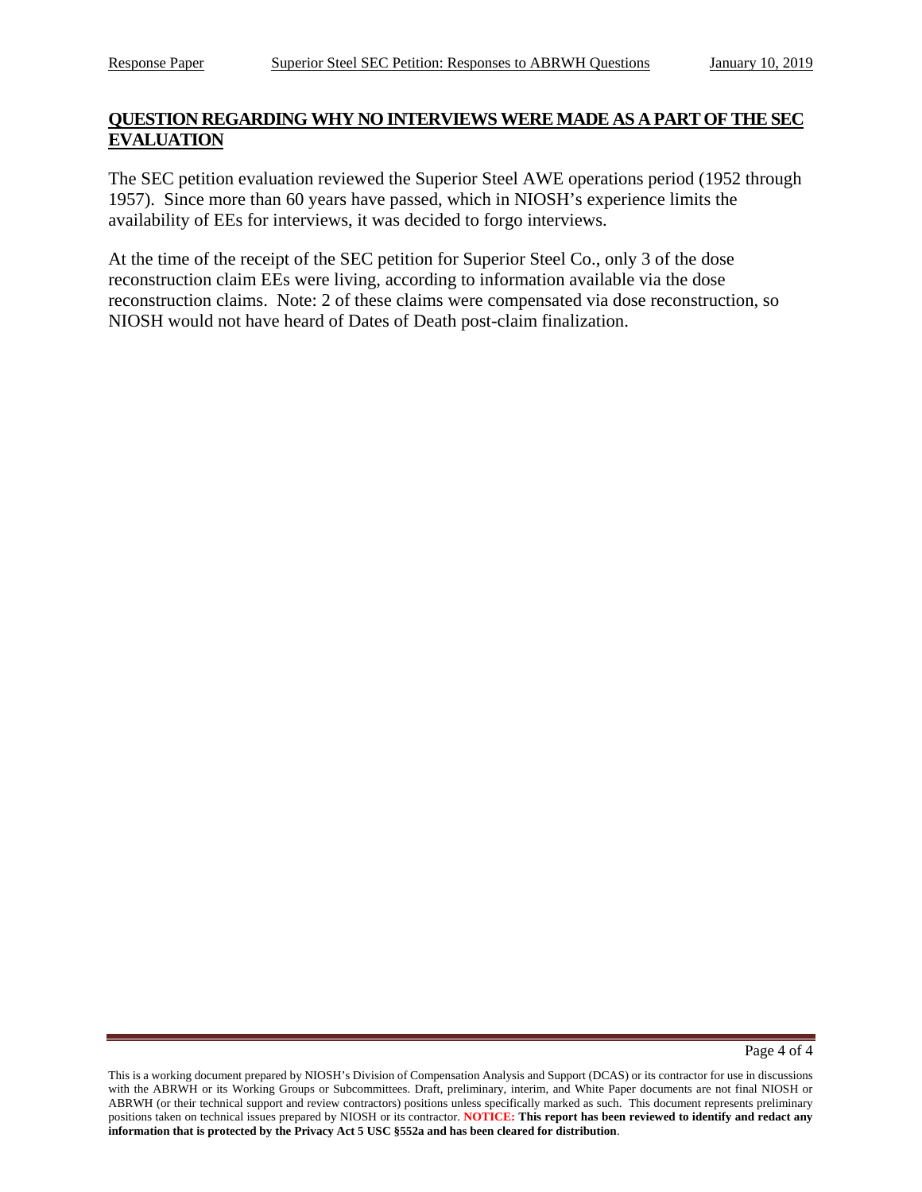## QUESTION REGARDING WHY NO INTERVIEWS WERE MADE AS A PART OF THE SEC EVALUATION

The SEC petition evaluation reviewed the Superior Steel AWE operations period (1952 through 1957). Since more than 60 years have passed, which in NIOSH's experience limits the availability of EEs for interviews, it was decided to forgo interviews.

At the time of the receipt of the SEC petition for Superior Steel Co., only 3 of the dose reconstruction claim EEs were living, according to information available via the dose reconstruction claims. Note: 2 of these claims were compensated via dose reconstruction, so NIOSH would not have heard of Dates of Death post-claim finalization.